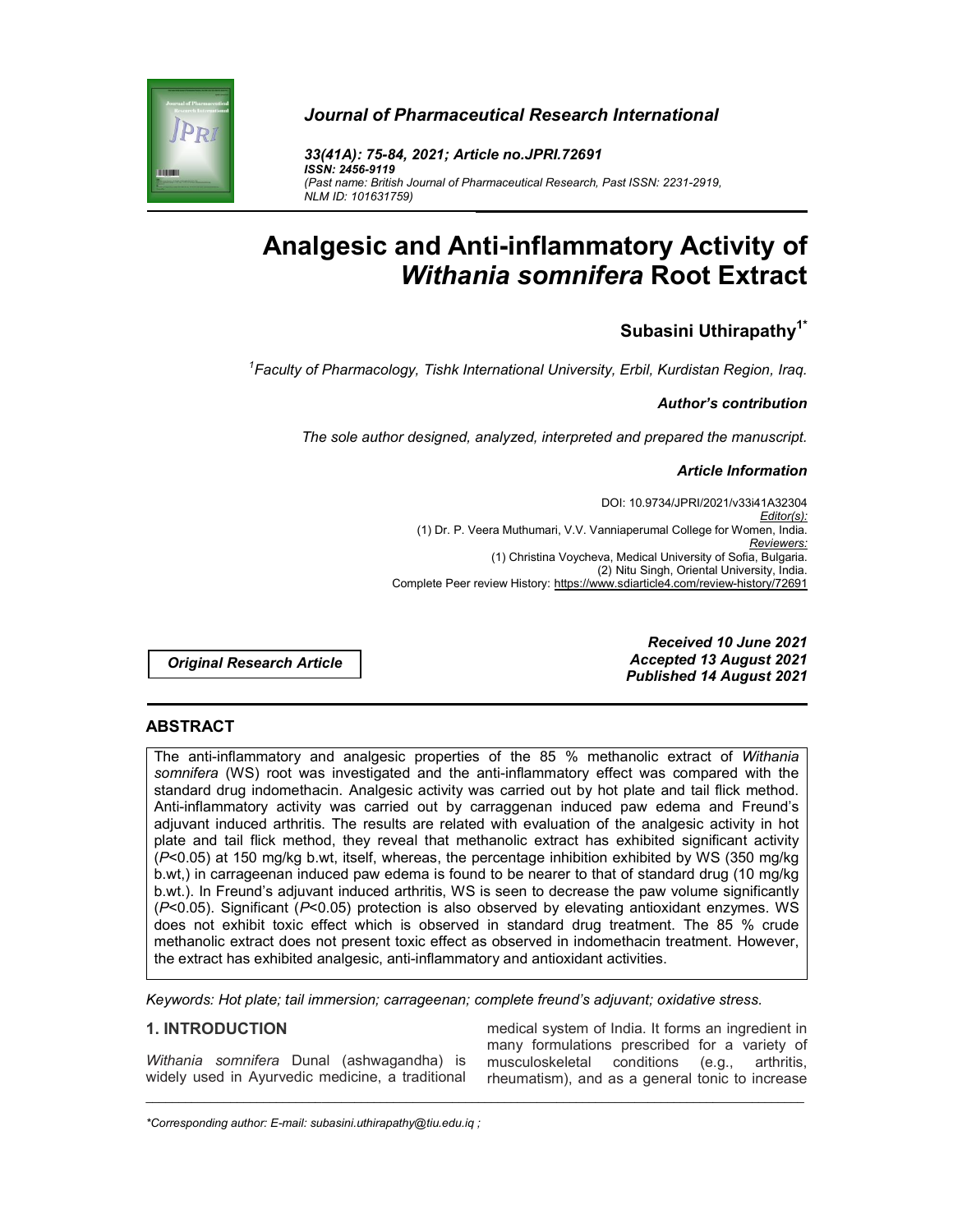*Journal of Pharmaceutical Research International*

*33(41A): 75-84, 2021; Article no.JPRI.72691*
*ISSN: 2456-9119*
*(Past name: British Journal of Pharmaceutical Research, Past ISSN: 2231-2919, NLM ID: 101631759)*

# Analgesic and Anti-inflammatory Activity of *Withania somnifera* Root Extract

**Subasini Uthirapathy[1*]**

[1]*Faculty of Pharmacology, Tishk International University, Erbil, Kurdistan Region, Iraq.*

***Author's contribution***

*The sole author designed, analyzed, interpreted and prepared the manuscript.*

***Article Information***

DOI: 10.9734/JPRI/2021/v33i41A32304
*Editor(s):*
(1) Dr. P. Veera Muthumari, V.V. Vanniaperumal College for Women, India.
*Reviewers:*
(1) Christina Voycheva, Medical University of Sofia, Bulgaria.
(2) Nitu Singh, Oriental University, India.
Complete Peer review History: https://www.sdiarticle4.com/review-history/72691

***Original Research Article***

***Received 10 June 2021***
***Accepted 13 August 2021***
***Published 14 August 2021***

## ABSTRACT

The anti-inflammatory and analgesic properties of the 85 % methanolic extract of *Withania somnifera* (WS) root was investigated and the anti-inflammatory effect was compared with the standard drug indomethacin. Analgesic activity was carried out by hot plate and tail flick method. Anti-inflammatory activity was carried out by carraggenan induced paw edema and Freund's adjuvant induced arthritis. The results are related with evaluation of the analgesic activity in hot plate and tail flick method, they reveal that methanolic extract has exhibited significant activity ($P<0.05$) at 150 mg/kg b.wt, itself, whereas, the percentage inhibition exhibited by WS (350 mg/kg b.wt,) in carrageenan induced paw edema is found to be nearer to that of standard drug (10 mg/kg b.wt.). In Freund's adjuvant induced arthritis, WS is seen to decrease the paw volume significantly ($P<0.05$). Significant ($P<0.05$) protection is also observed by elevating antioxidant enzymes. WS does not exhibit toxic effect which is observed in standard drug treatment. The 85 % crude methanolic extract does not present toxic effect as observed in indomethacin treatment. However, the extract has exhibited analgesic, anti-inflammatory and antioxidant activities.

*Keywords: Hot plate; tail immersion; carrageenan; complete freund's adjuvant; oxidative stress.*

## 1. INTRODUCTION

*Withania somnifera* Dunal (ashwagandha) is widely used in Ayurvedic medicine, a traditional medical system of India. It forms an ingredient in many formulations prescribed for a variety of musculoskeletal conditions (e.g., arthritis, rheumatism), and as a general tonic to increase

*\*Corresponding author: E-mail: subasini.uthirapathy@tiu.edu.iq ;*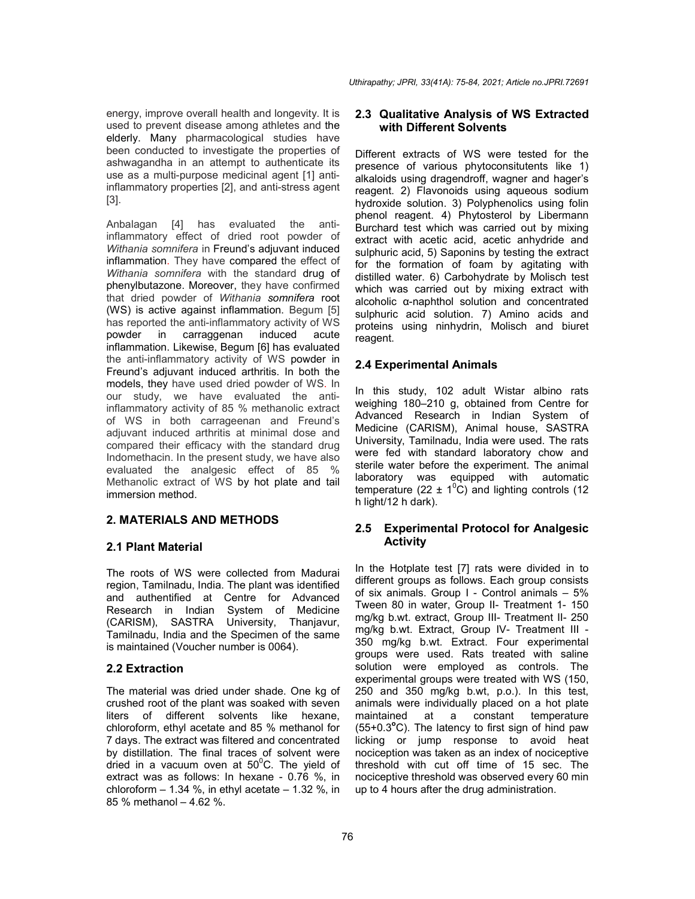energy, improve overall health and longevity. It is used to prevent disease among athletes and the elderly. Many pharmacological studies have been conducted to investigate the properties of ashwagandha in an attempt to authenticate its use as a multi-purpose medicinal agent [1] anti-inflammatory properties [2], and anti-stress agent [3].

Anbalagan [4] has evaluated the anti-inflammatory effect of dried root powder of *Withania somnifera* in Freund's adjuvant induced inflammation. They have compared the effect of *Withania somnifera* with the standard drug of phenylbutazone. Moreover, they have confirmed that dried powder of *Withania somnifera* root (WS) is active against inflammation. Begum [5] has reported the anti-inflammatory activity of WS powder in carraggenan induced acute inflammation. Likewise, Begum [6] has evaluated the anti-inflammatory activity of WS powder in Freund's adjuvant induced arthritis. In both the models, they have used dried powder of WS. In our study, we have evaluated the anti-inflammatory activity of 85 % methanolic extract of WS in both carrageenan and Freund's adjuvant induced arthritis at minimal dose and compared their efficacy with the standard drug Indomethacin. In the present study, we have also evaluated the analgesic effect of 85 % Methanolic extract of WS by hot plate and tail immersion method.

## 2. MATERIALS AND METHODS

### 2.1 Plant Material

The roots of WS were collected from Madurai region, Tamilnadu, India. The plant was identified and authentified at Centre for Advanced Research in Indian System of Medicine (CARISM), SASTRA University, Thanjavur, Tamilnadu, India and the Specimen of the same is maintained (Voucher number is 0064).

### 2.2 Extraction

The material was dried under shade. One kg of crushed root of the plant was soaked with seven liters of different solvents like hexane, chloroform, ethyl acetate and 85 % methanol for 7 days. The extract was filtered and concentrated by distillation. The final traces of solvent were dried in a vacuum oven at $50^0$C. The yield of extract was as follows: In hexane - 0.76 %, in chloroform – 1.34 %, in ethyl acetate – 1.32 %, in 85 % methanol – 4.62 %.

### 2.3 Qualitative Analysis of WS Extracted with Different Solvents

Different extracts of WS were tested for the presence of various phytoconsitutents like 1) alkaloids using dragendroff, wagner and hager's reagent. 2) Flavonoids using aqueous sodium hydroxide solution. 3) Polyphenolics using folin phenol reagent. 4) Phytosterol by Libermann Burchard test which was carried out by mixing extract with acetic acid, acetic anhydride and sulphuric acid, 5) Saponins by testing the extract for the formation of foam by agitating with distilled water. 6) Carbohydrate by Molisch test which was carried out by mixing extract with alcoholic α-naphthol solution and concentrated sulphuric acid solution. 7) Amino acids and proteins using ninhydrin, Molisch and biuret reagent.

### 2.4 Experimental Animals

In this study, 102 adult Wistar albino rats weighing 180–210 g, obtained from Centre for Advanced Research in Indian System of Medicine (CARISM), Animal house, SASTRA University, Tamilnadu, India were used. The rats were fed with standard laboratory chow and sterile water before the experiment. The animal laboratory was equipped with automatic temperature ($22 \pm 1^0$C) and lighting controls (12 h light/12 h dark).

### 2.5 Experimental Protocol for Analgesic Activity

In the Hotplate test [7] rats were divided in to different groups as follows. Each group consists of six animals. Group I - Control animals – 5% Tween 80 in water, Group II- Treatment 1- 150 mg/kg b.wt. extract, Group III- Treatment II- 250 mg/kg b.wt. Extract, Group IV- Treatment III - 350 mg/kg b.wt. Extract. Four experimental groups were used. Rats treated with saline solution were employed as controls. The experimental groups were treated with WS (150, 250 and 350 mg/kg b.wt, p.o.). In this test, animals were individually placed on a hot plate maintained at a constant temperature ($55+0.3^{\circ}$C). The latency to first sign of hind paw licking or jump response to avoid heat nociception was taken as an index of nociceptive threshold with cut off time of 15 sec. The nociceptive threshold was observed every 60 min up to 4 hours after the drug administration.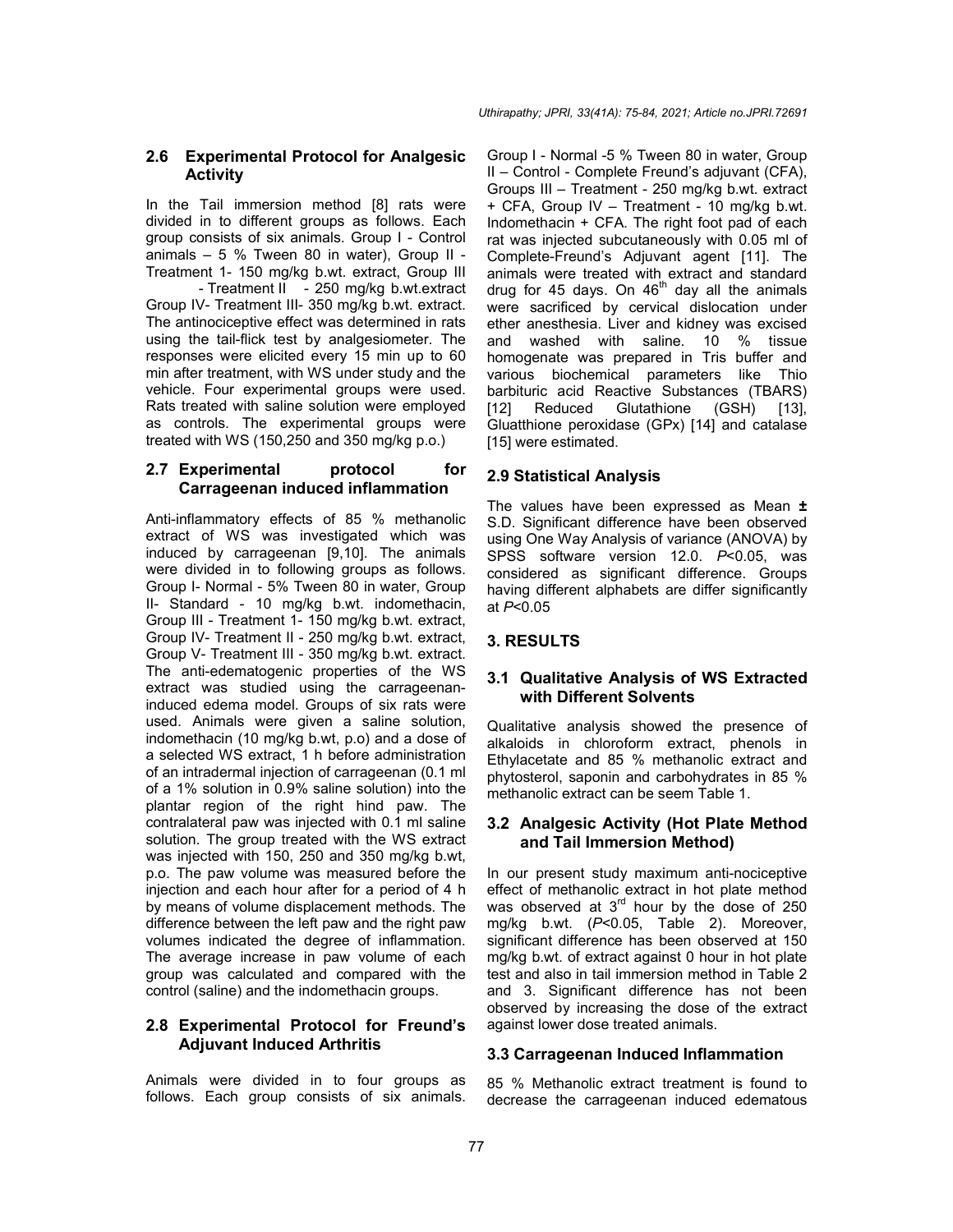### 2.6 Experimental Protocol for Analgesic Activity

In the Tail immersion method [8] rats were divided in to different groups as follows. Each group consists of six animals. Group I - Control animals – 5 % Tween 80 in water), Group II - Treatment 1- 150 mg/kg b.wt. extract, Group III - Treatment II - 250 mg/kg b.wt.extract Group IV- Treatment III- 350 mg/kg b.wt. extract. The antinociceptive effect was determined in rats using the tail-flick test by analgesiometer. The responses were elicited every 15 min up to 60 min after treatment, with WS under study and the vehicle. Four experimental groups were used. Rats treated with saline solution were employed as controls. The experimental groups were treated with WS (150,250 and 350 mg/kg p.o.)

### 2.7 Experimental protocol for Carrageenan induced inflammation

Anti-inflammatory effects of 85 % methanolic extract of WS was investigated which was induced by carrageenan [9,10]. The animals were divided in to following groups as follows. Group I- Normal - 5% Tween 80 in water, Group II- Standard - 10 mg/kg b.wt. indomethacin, Group III - Treatment 1- 150 mg/kg b.wt. extract, Group IV- Treatment II - 250 mg/kg b.wt. extract, Group V- Treatment III - 350 mg/kg b.wt. extract. The anti-edematogenic properties of the WS extract was studied using the carrageenan-induced edema model. Groups of six rats were used. Animals were given a saline solution, indomethacin (10 mg/kg b.wt, p.o) and a dose of a selected WS extract, 1 h before administration of an intradermal injection of carrageenan (0.1 ml of a 1% solution in 0.9% saline solution) into the plantar region of the right hind paw. The contralateral paw was injected with 0.1 ml saline solution. The group treated with the WS extract was injected with 150, 250 and 350 mg/kg b.wt, p.o. The paw volume was measured before the injection and each hour after for a period of 4 h by means of volume displacement methods. The difference between the left paw and the right paw volumes indicated the degree of inflammation. The average increase in paw volume of each group was calculated and compared with the control (saline) and the indomethacin groups.

### 2.8 Experimental Protocol for Freund's Adjuvant Induced Arthritis

Animals were divided in to four groups as follows. Each group consists of six animals. Group I - Normal -5 % Tween 80 in water, Group II – Control - Complete Freund's adjuvant (CFA), Groups III – Treatment - 250 mg/kg b.wt. extract + CFA, Group IV – Treatment - 10 mg/kg b.wt. Indomethacin + CFA. The right foot pad of each rat was injected subcutaneously with 0.05 ml of Complete-Freund's Adjuvant agent [11]. The animals were treated with extract and standard drug for 45 days. On $46^{th}$ day all the animals were sacrificed by cervical dislocation under ether anesthesia. Liver and kidney was excised and washed with saline. 10 % tissue homogenate was prepared in Tris buffer and various biochemical parameters like Thio barbituric acid Reactive Substances (TBARS) [12] Reduced Glutathione (GSH) [13], Gluatthione peroxidase (GPx) [14] and catalase [15] were estimated.

### 2.9 Statistical Analysis

The values have been expressed as Mean **±** S.D. Significant difference have been observed using One Way Analysis of variance (ANOVA) by SPSS software version 12.0. $P<0.05$, was considered as significant difference. Groups having different alphabets are differ significantly at $P<0.05$

## 3. RESULTS

### 3.1 Qualitative Analysis of WS Extracted with Different Solvents

Qualitative analysis showed the presence of alkaloids in chloroform extract, phenols in Ethylacetate and 85 % methanolic extract and phytosterol, saponin and carbohydrates in 85 % methanolic extract can be seem Table 1.

### 3.2 Analgesic Activity (Hot Plate Method and Tail Immersion Method)

In our present study maximum anti-nociceptive effect of methanolic extract in hot plate method was observed at $3^{rd}$ hour by the dose of 250 mg/kg b.wt. ($P<0.05$, Table 2). Moreover, significant difference has been observed at 150 mg/kg b.wt. of extract against 0 hour in hot plate test and also in tail immersion method in Table 2 and 3. Significant difference has not been observed by increasing the dose of the extract against lower dose treated animals.

### 3.3 Carrageenan Induced Inflammation

85 % Methanolic extract treatment is found to decrease the carrageenan induced edematous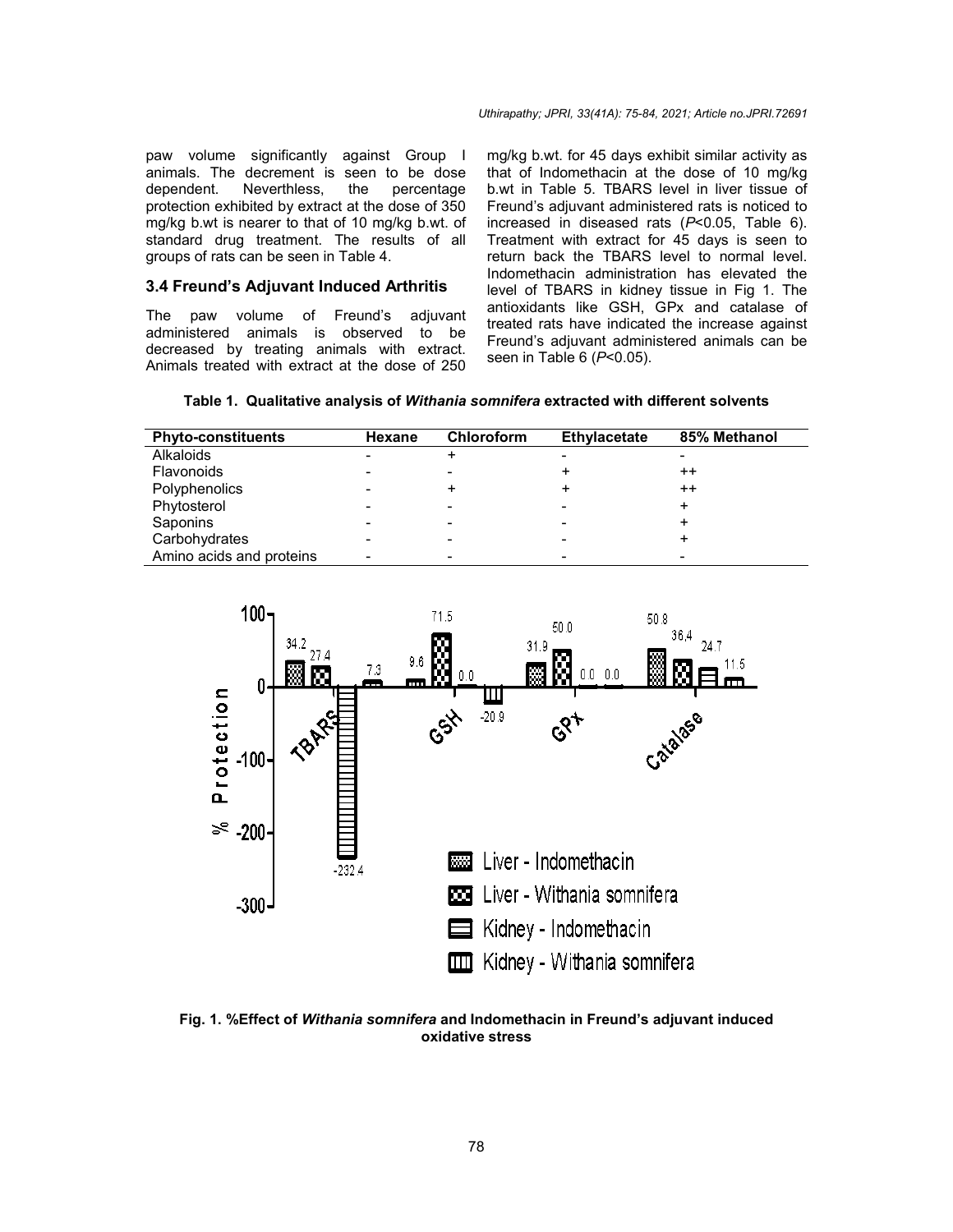paw volume significantly against Group I animals. The decrement is seen to be dose dependent. Neverthless, the percentage protection exhibited by extract at the dose of 350 mg/kg b.wt is nearer to that of 10 mg/kg b.wt. of standard drug treatment. The results of all groups of rats can be seen in Table 4.

### 3.4 Freund's Adjuvant Induced Arthritis

The paw volume of Freund's adjuvant administered animals is observed to be decreased by treating animals with extract. Animals treated with extract at the dose of 250 mg/kg b.wt. for 45 days exhibit similar activity as that of Indomethacin at the dose of 10 mg/kg b.wt in Table 5. TBARS level in liver tissue of Freund's adjuvant administered rats is noticed to increased in diseased rats ($P<0.05$, Table 6). Treatment with extract for 45 days is seen to return back the TBARS level to normal level. Indomethacin administration has elevated the level of TBARS in kidney tissue in Fig 1. The antioxidants like GSH, GPx and catalase of treated rats have indicated the increase against Freund's adjuvant administered animals can be seen in Table 6 ($P<0.05$).

**Table 1. Qualitative analysis of *Withania somnifera* extracted with different solvents**

| Phyto-constituents | Hexane | Chloroform | Ethylacetate | 85% Methanol |
|---|---|---|---|---|
| Alkaloids | - | + | - | - |
| Flavonoids | - | - | + | ++ |
| Polyphenolics | - | + | + | ++ |
| Phytosterol | - | - | - | + |
| Saponins | - | - | - | + |
| Carbohydrates | - | - | - | + |
| Amino acids and proteins | - | - | - | - |

**Fig. 1. %Effect of *Withania somnifera* and Indomethacin in Freund's adjuvant induced oxidative stress**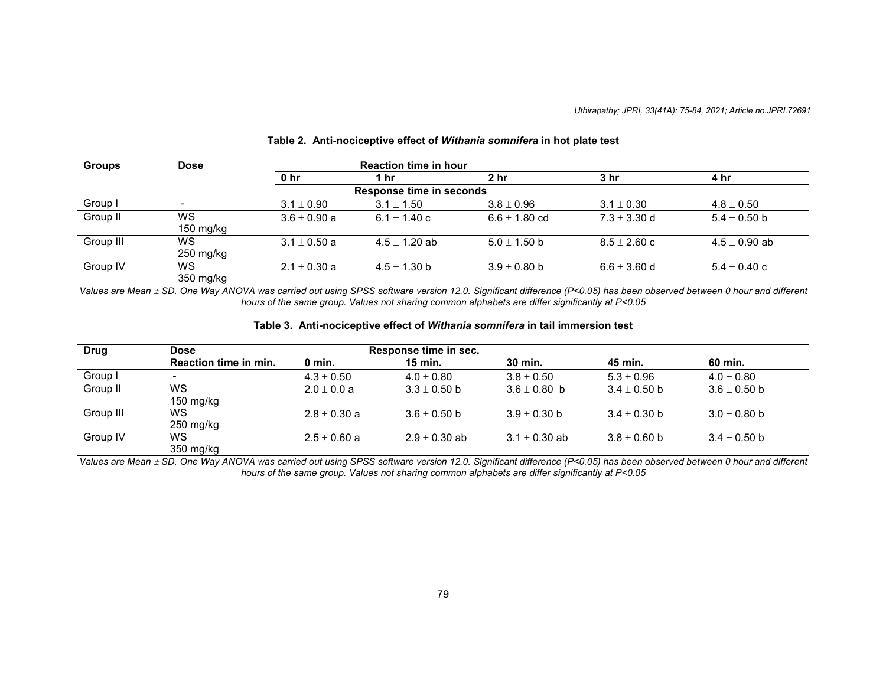**Table 2. Anti-nociceptive effect of *Withania somnifera* in hot plate test**

| Groups | Dose | Reaction time in hour | | | | |
|---|---|---|---|---|---|---|
| | | 0 hr | 1 hr | 2 hr | 3 hr | 4 hr |
| | | Response time in seconds | | | | |
| Group I | - | 3.1 ± 0.90 | 3.1 ± 1.50 | 3.8 ± 0.96 | 3.1 ± 0.30 | 4.8 ± 0.50 |
| Group II | WS 150 mg/kg | 3.6 ± 0.90 a | 6.1 ± 1.40 c | 6.6 ± 1.80 cd | 7.3 ± 3.30 d | 5.4 ± 0.50 b |
| Group III | WS 250 mg/kg | 3.1 ± 0.50 a | 4.5 ± 1.20 ab | 5.0 ± 1.50 b | 8.5 ± 2.60 c | 4.5 ± 0.90 ab |
| Group IV | WS 350 mg/kg | 2.1 ± 0.30 a | 4.5 ± 1.30 b | 3.9 ± 0.80 b | 6.6 ± 3.60 d | 5.4 ± 0.40 c |

*Values are Mean ± SD. One Way ANOVA was carried out using SPSS software version 12.0. Significant difference (P<0.05) has been observed between 0 hour and different hours of the same group. Values not sharing common alphabets are differ significantly at P<0.05*

**Table 3. Anti-nociceptive effect of *Withania somnifera* in tail immersion test**

| Drug | Dose | Response time in sec. | | | | |
|---|---|---|---|---|---|---|
| | Reaction time in min. | 0 min. | 15 min. | 30 min. | 45 min. | 60 min. |
| Group I | - | 4.3 ± 0.50 | 4.0 ± 0.80 | 3.8 ± 0.50 | 5.3 ± 0.96 | 4.0 ± 0.80 |
| Group II | WS 150 mg/kg | 2.0 ± 0.0 a | 3.3 ± 0.50 b | 3.6 ± 0.80 b | 3.4 ± 0.50 b | 3.6 ± 0.50 b |
| Group III | WS 250 mg/kg | 2.8 ± 0.30 a | 3.6 ± 0.50 b | 3.9 ± 0.30 b | 3.4 ± 0.30 b | 3.0 ± 0.80 b |
| Group IV | WS 350 mg/kg | 2.5 ± 0.60 a | 2.9 ± 0.30 ab | 3.1 ± 0.30 ab | 3.8 ± 0.60 b | 3.4 ± 0.50 b |

*Values are Mean ± SD. One Way ANOVA was carried out using SPSS software version 12.0. Significant difference (P<0.05) has been observed between 0 hour and different hours of the same group. Values not sharing common alphabets are differ significantly at P<0.05*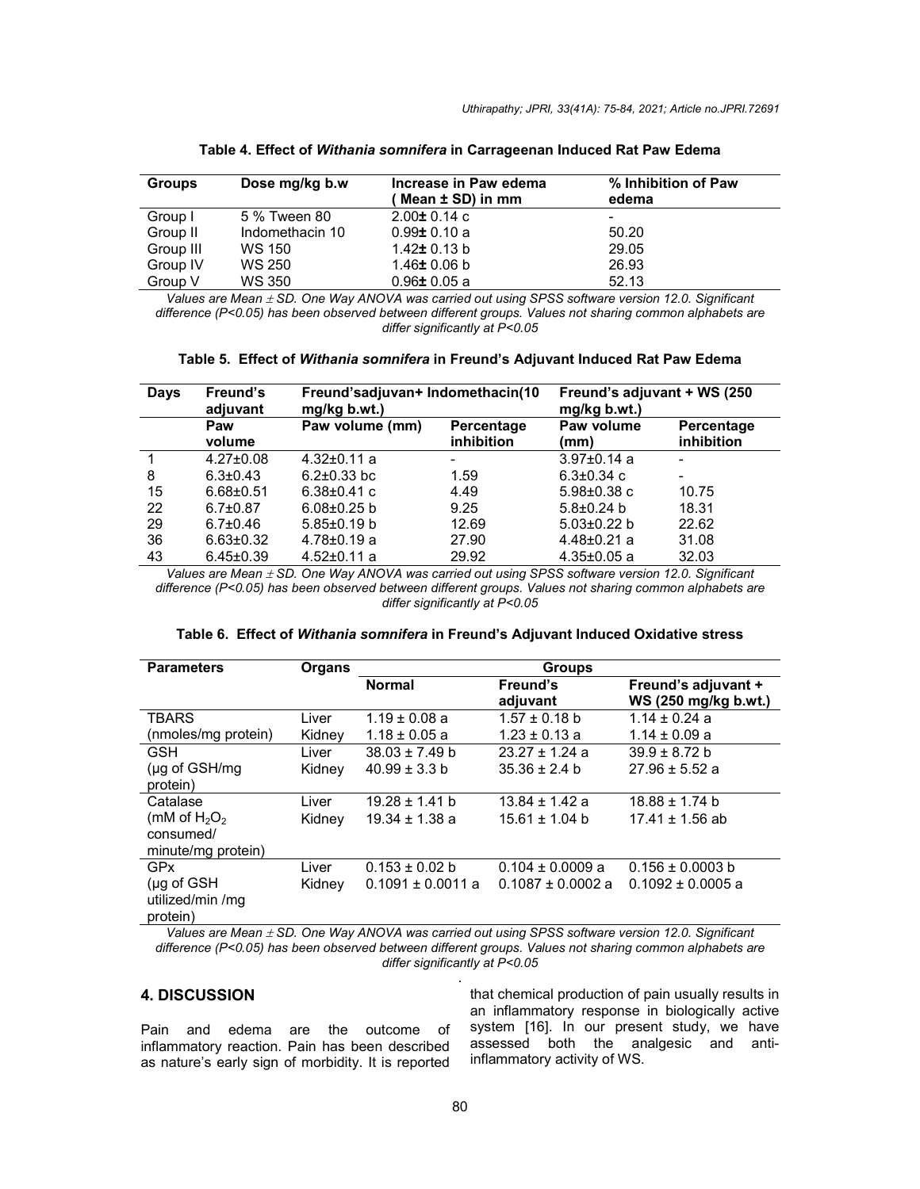**Table 4. Effect of *Withania somnifera* in Carrageenan Induced Rat Paw Edema**

| Groups | Dose mg/kg b.w | Increase in Paw edema ( Mean ± SD) in mm | % Inhibition of Paw edema |
|---|---|---|---|
| Group I | 5 % Tween 80 | 2.00± 0.14 c | - |
| Group II | Indomethacin 10 | 0.99± 0.10 a | 50.20 |
| Group III | WS 150 | 1.42± 0.13 b | 29.05 |
| Group IV | WS 250 | 1.46± 0.06 b | 26.93 |
| Group V | WS 350 | 0.96± 0.05 a | 52.13 |

*Values are Mean ± SD. One Way ANOVA was carried out using SPSS software version 12.0. Significant difference (P<0.05) has been observed between different groups. Values not sharing common alphabets are differ significantly at P<0.05*

**Table 5. Effect of *Withania somnifera* in Freund's Adjuvant Induced Rat Paw Edema**

| Days | Freund's adjuvant | Freund'sadjuvan+ Indomethacin(10 mg/kg b.wt.) | | Freund's adjuvant + WS (250 mg/kg b.wt.) | |
|---|---|---|---|---|---|
| | Paw volume | Paw volume (mm) | Percentage inhibition | Paw volume (mm) | Percentage inhibition |
| 1 | 4.27±0.08 | 4.32±0.11 a | - | 3.97±0.14 a | - |
| 8 | 6.3±0.43 | 6.2±0.33 bc | 1.59 | 6.3±0.34 c | - |
| 15 | 6.68±0.51 | 6.38±0.41 c | 4.49 | 5.98±0.38 c | 10.75 |
| 22 | 6.7±0.87 | 6.08±0.25 b | 9.25 | 5.8±0.24 b | 18.31 |
| 29 | 6.7±0.46 | 5.85±0.19 b | 12.69 | 5.03±0.22 b | 22.62 |
| 36 | 6.63±0.32 | 4.78±0.19 a | 27.90 | 4.48±0.21 a | 31.08 |
| 43 | 6.45±0.39 | 4.52±0.11 a | 29.92 | 4.35±0.05 a | 32.03 |

*Values are Mean ± SD. One Way ANOVA was carried out using SPSS software version 12.0. Significant difference (P<0.05) has been observed between different groups. Values not sharing common alphabets are differ significantly at P<0.05*

**Table 6. Effect of *Withania somnifera* in Freund's Adjuvant Induced Oxidative stress**

| Parameters | Organs | Groups | | |
|---|---|---|---|---|
| | | Normal | Freund's adjuvant | Freund's adjuvant + WS (250 mg/kg b.wt.) |
| TBARS (nmoles/mg protein) | Liver | 1.19 ± 0.08 a | 1.57 ± 0.18 b | 1.14 ± 0.24 a |
| | Kidney | 1.18 ± 0.05 a | 1.23 ± 0.13 a | 1.14 ± 0.09 a |
| GSH (µg of GSH/mg protein) | Liver | 38.03 ± 7.49 b | 23.27 ± 1.24 a | 39.9 ± 8.72 b |
| | Kidney | 40.99 ± 3.3 b | 35.36 ± 2.4 b | 27.96 ± 5.52 a |
| Catalase (mM of $H_2O_2$ consumed/ minute/mg protein) | Liver | 19.28 ± 1.41 b | 13.84 ± 1.42 a | 18.88 ± 1.74 b |
| | Kidney | 19.34 ± 1.38 a | 15.61 ± 1.04 b | 17.41 ± 1.56 ab |
| GPx (µg of GSH utilized/min /mg protein) | Liver | 0.153 ± 0.02 b | 0.104 ± 0.0009 a | 0.156 ± 0.0003 b |
| | Kidney | 0.1091 ± 0.0011 a | 0.1087 ± 0.0002 a | 0.1092 ± 0.0005 a |

*Values are Mean ± SD. One Way ANOVA was carried out using SPSS software version 12.0. Significant difference (P<0.05) has been observed between different groups. Values not sharing common alphabets are differ significantly at P<0.05*

## 4. DISCUSSION

Pain and edema are the outcome of inflammatory reaction. Pain has been described as nature's early sign of morbidity. It is reported that chemical production of pain usually results in an inflammatory response in biologically active system [16]. In our present study, we have assessed both the analgesic and anti-inflammatory activity of WS.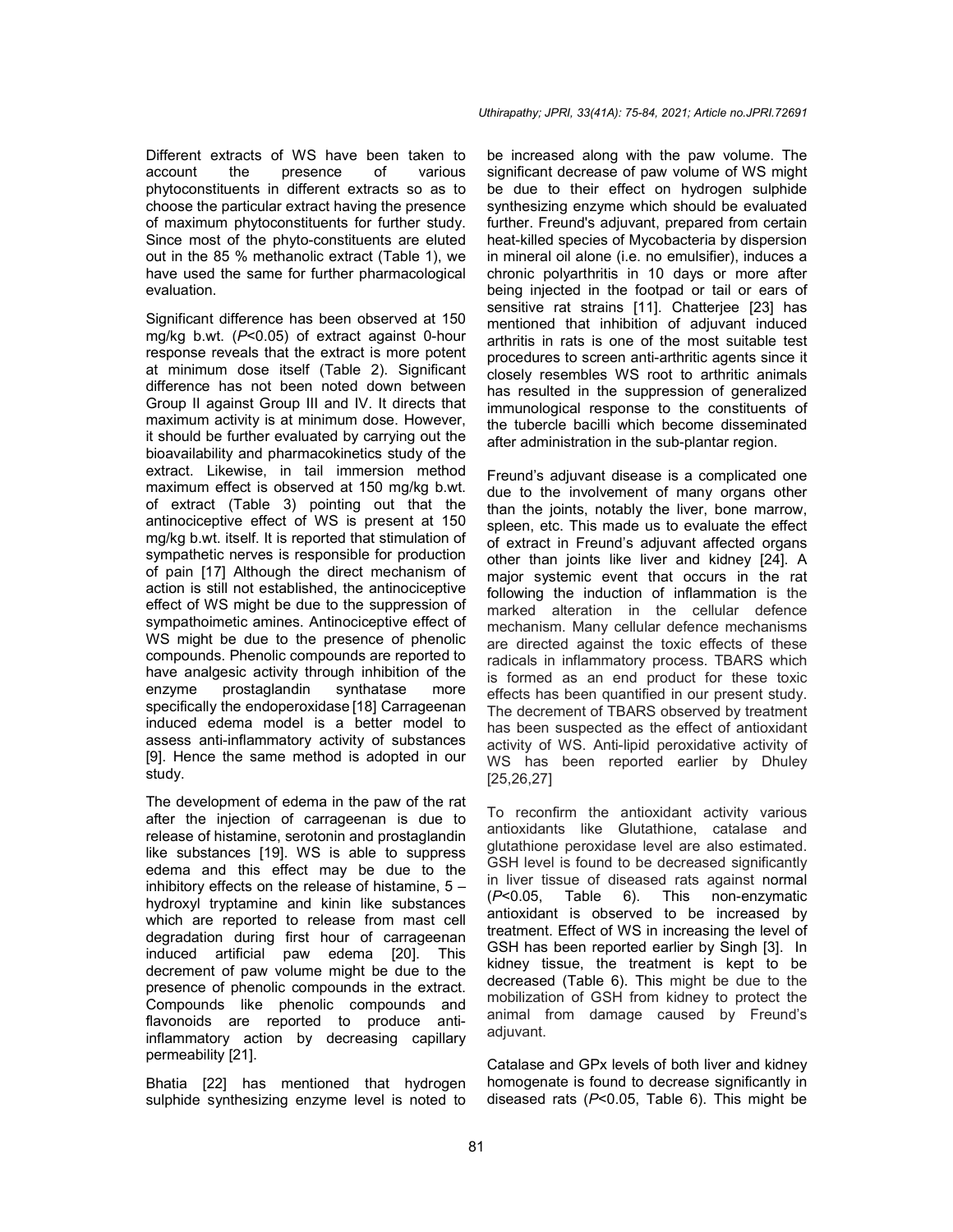Different extracts of WS have been taken to account the presence of various phytoconstituents in different extracts so as to choose the particular extract having the presence of maximum phytoconstituents for further study. Since most of the phyto-constituents are eluted out in the 85 % methanolic extract (Table 1), we have used the same for further pharmacological evaluation.

Significant difference has been observed at 150 mg/kg b.wt. ($P<0.05$) of extract against 0-hour response reveals that the extract is more potent at minimum dose itself (Table 2). Significant difference has not been noted down between Group II against Group III and IV. It directs that maximum activity is at minimum dose. However, it should be further evaluated by carrying out the bioavailability and pharmacokinetics study of the extract. Likewise, in tail immersion method maximum effect is observed at 150 mg/kg b.wt. of extract (Table 3) pointing out that the antinociceptive effect of WS is present at 150 mg/kg b.wt. itself. It is reported that stimulation of sympathetic nerves is responsible for production of pain [17] Although the direct mechanism of action is still not established, the antinociceptive effect of WS might be due to the suppression of sympathoimetic amines. Antinociceptive effect of WS might be due to the presence of phenolic compounds. Phenolic compounds are reported to have analgesic activity through inhibition of the enzyme prostaglandin synthatase more specifically the endoperoxidase [18] Carrageenan induced edema model is a better model to assess anti-inflammatory activity of substances [9]. Hence the same method is adopted in our study.

The development of edema in the paw of the rat after the injection of carrageenan is due to release of histamine, serotonin and prostaglandin like substances [19]. WS is able to suppress edema and this effect may be due to the inhibitory effects on the release of histamine, 5 – hydroxyl tryptamine and kinin like substances which are reported to release from mast cell degradation during first hour of carrageenan induced artificial paw edema [20]. This decrement of paw volume might be due to the presence of phenolic compounds in the extract. Compounds like phenolic compounds and flavonoids are reported to produce anti-inflammatory action by decreasing capillary permeability [21].

Bhatia [22] has mentioned that hydrogen sulphide synthesizing enzyme level is noted to be increased along with the paw volume. The significant decrease of paw volume of WS might be due to their effect on hydrogen sulphide synthesizing enzyme which should be evaluated further. Freund's adjuvant, prepared from certain heat-killed species of Mycobacteria by dispersion in mineral oil alone (i.e. no emulsifier), induces a chronic polyarthritis in 10 days or more after being injected in the footpad or tail or ears of sensitive rat strains [11]. Chatterjee [23] has mentioned that inhibition of adjuvant induced arthritis in rats is one of the most suitable test procedures to screen anti-arthritic agents since it closely resembles WS root to arthritic animals has resulted in the suppression of generalized immunological response to the constituents of the tubercle bacilli which become disseminated after administration in the sub-plantar region.

Freund's adjuvant disease is a complicated one due to the involvement of many organs other than the joints, notably the liver, bone marrow, spleen, etc. This made us to evaluate the effect of extract in Freund's adjuvant affected organs other than joints like liver and kidney [24]. A major systemic event that occurs in the rat following the induction of inflammation is the marked alteration in the cellular defence mechanism. Many cellular defence mechanisms are directed against the toxic effects of these radicals in inflammatory process. TBARS which is formed as an end product for these toxic effects has been quantified in our present study. The decrement of TBARS observed by treatment has been suspected as the effect of antioxidant activity of WS. Anti-lipid peroxidative activity of WS has been reported earlier by Dhuley [25,26,27]

To reconfirm the antioxidant activity various antioxidants like Glutathione, catalase and glutathione peroxidase level are also estimated. GSH level is found to be decreased significantly in liver tissue of diseased rats against normal ($P<0.05$, Table 6). This non-enzymatic antioxidant is observed to be increased by treatment. Effect of WS in increasing the level of GSH has been reported earlier by Singh [3]. In kidney tissue, the treatment is kept to be decreased (Table 6). This might be due to the mobilization of GSH from kidney to protect the animal from damage caused by Freund's adjuvant.

Catalase and GPx levels of both liver and kidney homogenate is found to decrease significantly in diseased rats ($P<0.05$, Table 6). This might be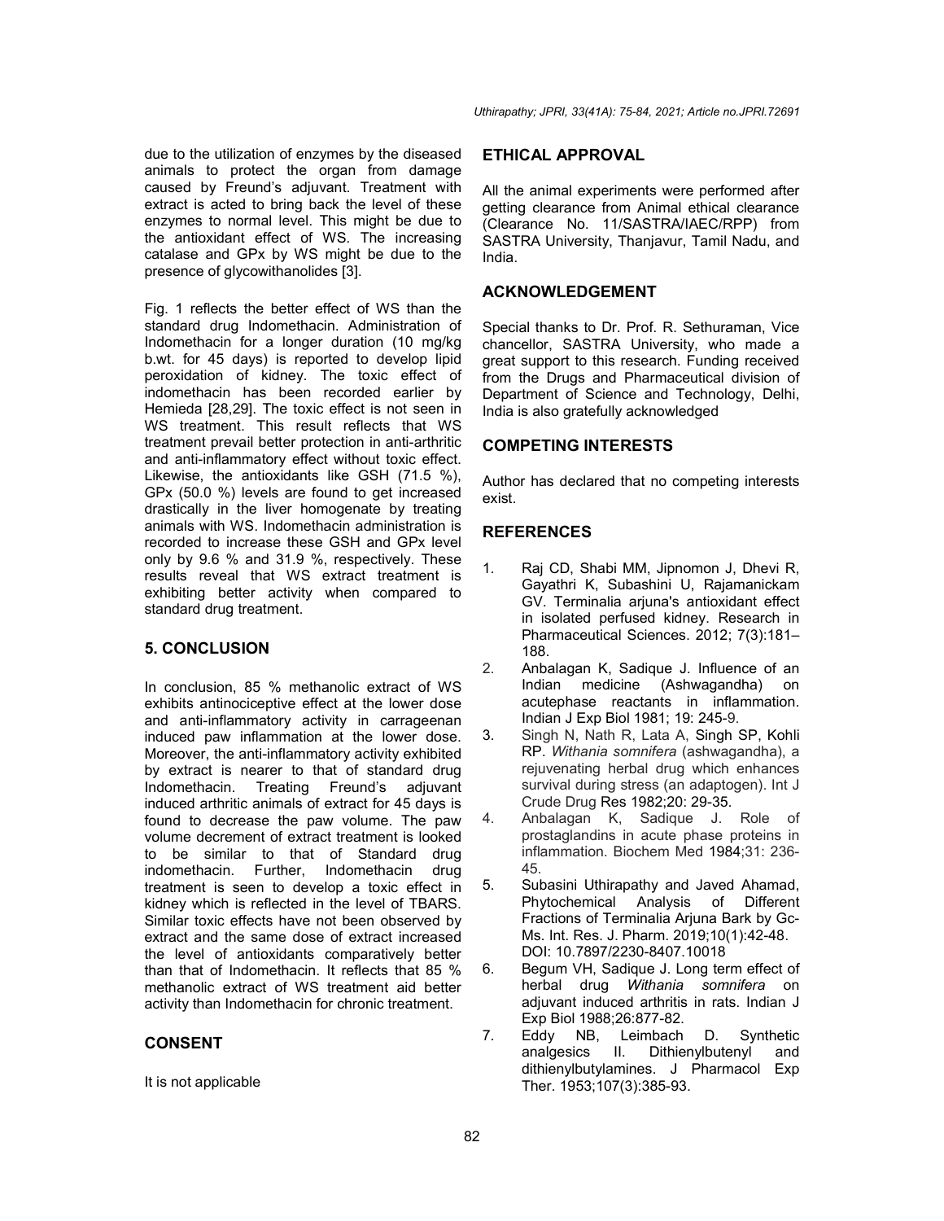due to the utilization of enzymes by the diseased animals to protect the organ from damage caused by Freund's adjuvant. Treatment with extract is acted to bring back the level of these enzymes to normal level. This might be due to the antioxidant effect of WS. The increasing catalase and GPx by WS might be due to the presence of glycowithanolides [3].

Fig. 1 reflects the better effect of WS than the standard drug Indomethacin. Administration of Indomethacin for a longer duration (10 mg/kg b.wt. for 45 days) is reported to develop lipid peroxidation of kidney. The toxic effect of indomethacin has been recorded earlier by Hemieda [28,29]. The toxic effect is not seen in WS treatment. This result reflects that WS treatment prevail better protection in anti-arthritic and anti-inflammatory effect without toxic effect. Likewise, the antioxidants like GSH (71.5 %), GPx (50.0 %) levels are found to get increased drastically in the liver homogenate by treating animals with WS. Indomethacin administration is recorded to increase these GSH and GPx level only by 9.6 % and 31.9 %, respectively. These results reveal that WS extract treatment is exhibiting better activity when compared to standard drug treatment.

## 5. CONCLUSION

In conclusion, 85 % methanolic extract of WS exhibits antinociceptive effect at the lower dose and anti-inflammatory activity in carrageenan induced paw inflammation at the lower dose. Moreover, the anti-inflammatory activity exhibited by extract is nearer to that of standard drug Indomethacin. Treating Freund's adjuvant induced arthritic animals of extract for 45 days is found to decrease the paw volume. The paw volume decrement of extract treatment is looked to be similar to that of Standard drug indomethacin. Further, Indomethacin drug treatment is seen to develop a toxic effect in kidney which is reflected in the level of TBARS. Similar toxic effects have not been observed by extract and the same dose of extract increased the level of antioxidants comparatively better than that of Indomethacin. It reflects that 85 % methanolic extract of WS treatment aid better activity than Indomethacin for chronic treatment.

## CONSENT

It is not applicable

## ETHICAL APPROVAL

All the animal experiments were performed after getting clearance from Animal ethical clearance (Clearance No. 11/SASTRA/IAEC/RPP) from SASTRA University, Thanjavur, Tamil Nadu, and India.

## ACKNOWLEDGEMENT

Special thanks to Dr. Prof. R. Sethuraman, Vice chancellor, SASTRA University, who made a great support to this research. Funding received from the Drugs and Pharmaceutical division of Department of Science and Technology, Delhi, India is also gratefully acknowledged

## COMPETING INTERESTS

Author has declared that no competing interests exist.

## REFERENCES

1. Raj CD, Shabi MM, Jipnomon J, Dhevi R, Gayathri K, Subashini U, Rajamanickam GV. Terminalia arjuna's antioxidant effect in isolated perfused kidney. Research in Pharmaceutical Sciences. 2012; 7(3):181–188.
2. Anbalagan K, Sadique J. Influence of an Indian medicine (Ashwagandha) on acutephase reactants in inflammation. Indian J Exp Biol 1981; 19: 245-9.
3. Singh N, Nath R, Lata A, Singh SP, Kohli RP. *Withania somnifera* (ashwagandha), a rejuvenating herbal drug which enhances survival during stress (an adaptogen). Int J Crude Drug Res 1982;20: 29-35.
4. Anbalagan K, Sadique J. Role of prostaglandins in acute phase proteins in inflammation. Biochem Med 1984;31: 236-45.
5. Subasini Uthirapathy and Javed Ahamad, Phytochemical Analysis of Different Fractions of Terminalia Arjuna Bark by Gc-Ms. Int. Res. J. Pharm. 2019;10(1):42-48. DOI: 10.7897/2230-8407.10018
6. Begum VH, Sadique J. Long term effect of herbal drug *Withania somnifera* on adjuvant induced arthritis in rats. Indian J Exp Biol 1988;26:877-82.
7. Eddy NB, Leimbach D. Synthetic analgesics II. Dithienylbutenyl and dithienylbutylamines. J Pharmacol Exp Ther. 1953;107(3):385-93.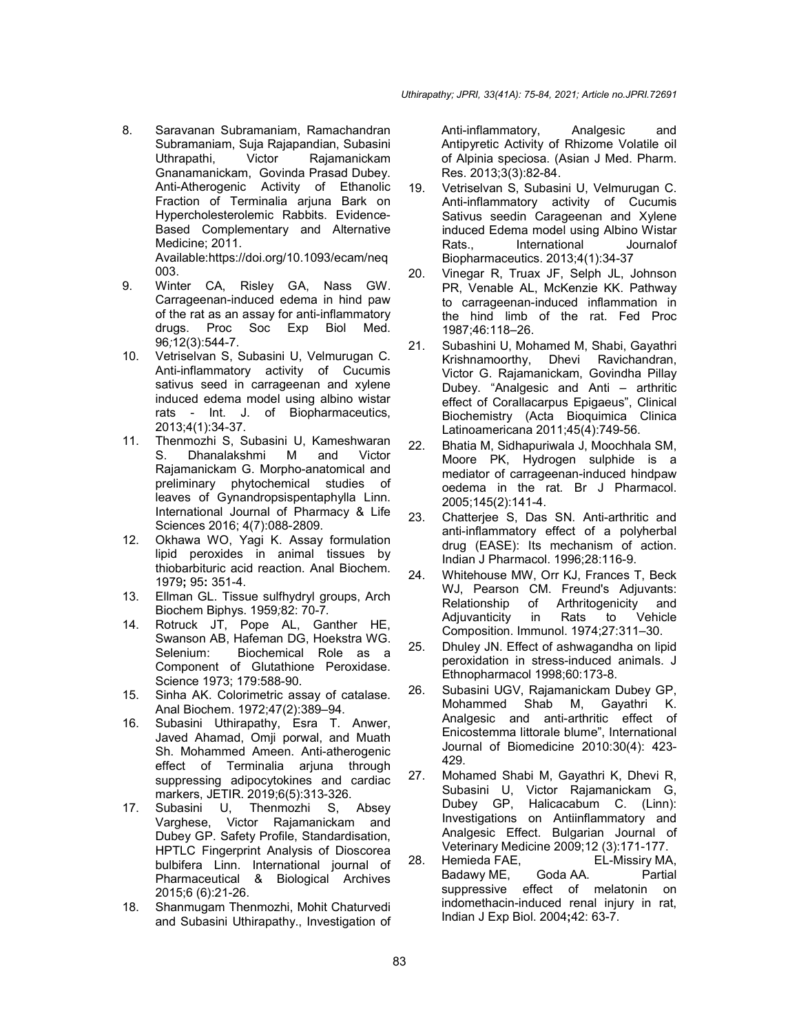8. Saravanan Subramaniam, Ramachandran Subramaniam, Suja Rajapandian, Subasini Uthrapathi, Victor Rajamanickam Gnanamanickam, Govinda Prasad Dubey. Anti-Atherogenic Activity of Ethanolic Fraction of Terminalia arjuna Bark on Hypercholesterolemic Rabbits. Evidence-Based Complementary and Alternative Medicine; 2011. Available:https://doi.org/10.1093/ecam/neq003.
9. Winter CA, Risley GA, Nass GW. Carrageenan-induced edema in hind paw of the rat as an assay for anti-inflammatory drugs. Proc Soc Exp Biol Med. 96;12(3):544-7.
10. Vetriselvan S, Subasini U, Velmurugan C. Anti-inflammatory activity of Cucumis sativus seed in carrageenan and xylene induced edema model using albino wistar rats - Int. J. of Biopharmaceutics, 2013;4(1):34-37.
11. Thenmozhi S, Subasini U, Kameshwaran S. Dhanalakshmi M and Victor Rajamanickam G. Morpho-anatomical and preliminary phytochemical studies of leaves of Gynandropsispentaphylla Linn. International Journal of Pharmacy & Life Sciences 2016; 4(7):088-2809.
12. Okhawa WO, Yagi K. Assay formulation lipid peroxides in animal tissues by thiobarbituric acid reaction. Anal Biochem. 1979; 95: 351-4.
13. Ellman GL. Tissue sulfhydryl groups, Arch Biochem Biphys. 1959;82: 70-7.
14. Rotruck JT, Pope AL, Ganther HE, Swanson AB, Hafeman DG, Hoekstra WG. Selenium: Biochemical Role as a Component of Glutathione Peroxidase. Science 1973; 179:588-90.
15. Sinha AK. Colorimetric assay of catalase. Anal Biochem. 1972;47(2):389–94.
16. Subasini Uthirapathy, Esra T. Anwer, Javed Ahamad, Omji porwal, and Muath Sh. Mohammed Ameen. Anti-atherogenic effect of Terminalia arjuna through suppressing adipocytokines and cardiac markers, JETIR. 2019;6(5):313-326.
17. Subasini U, Thenmozhi S, Absey Varghese, Victor Rajamanickam and Dubey GP. Safety Profile, Standardisation, HPTLC Fingerprint Analysis of Dioscorea bulbifera Linn. International journal of Pharmaceutical & Biological Archives 2015;6 (6):21-26.
18. Shanmugam Thenmozhi, Mohit Chaturvedi and Subasini Uthirapathy., Investigation of Anti-inflammatory, Analgesic and Antipyretic Activity of Rhizome Volatile oil of Alpinia speciosa. (Asian J Med. Pharm. Res. 2013;3(3):82-84.
19. Vetriselvan S, Subasini U, Velmurugan C. Anti-inflammatory activity of Cucumis Sativus seedin Carageenan and Xylene induced Edema model using Albino Wistar Rats., International Journalof Biopharmaceutics. 2013;4(1):34-37
20. Vinegar R, Truax JF, Selph JL, Johnson PR, Venable AL, McKenzie KK. Pathway to carrageenan-induced inflammation in the hind limb of the rat. Fed Proc 1987;46:118–26.
21. Subashini U, Mohamed M, Shabi, Gayathri Krishnamoorthy, Dhevi Ravichandran, Victor G. Rajamanickam, Govindha Pillay Dubey. "Analgesic and Anti – arthritic effect of Corallacarpus Epigaeus", Clinical Biochemistry (Acta Bioquimica Clinica Latinoamericana 2011;45(4):749-56.
22. Bhatia M, Sidhapuriwala J, Moochhala SM, Moore PK, Hydrogen sulphide is a mediator of carrageenan-induced hindpaw oedema in the rat. Br J Pharmacol. 2005;145(2):141-4.
23. Chatterjee S, Das SN. Anti-arthritic and anti-inflammatory effect of a polyherbal drug (EASE): Its mechanism of action. Indian J Pharmacol. 1996;28:116-9.
24. Whitehouse MW, Orr KJ, Frances T, Beck WJ, Pearson CM. Freund's Adjuvants: Relationship of Arthritogenicity and Adjuvanticity in Rats to Vehicle Composition. Immunol. 1974;27:311–30.
25. Dhuley JN. Effect of ashwagandha on lipid peroxidation in stress-induced animals. J Ethnopharmacol 1998;60:173-8.
26. Subasini UGV, Rajamanickam Dubey GP, Mohammed Shab M, Gayathri K. Analgesic and anti-arthritic effect of Enicostemma littorale blume", International Journal of Biomedicine 2010:30(4): 423-429.
27. Mohamed Shabi M, Gayathri K, Dhevi R, Subasini U, Victor Rajamanickam G, Dubey GP, Halicacabum C. (Linn): Investigations on Antiinflammatory and Analgesic Effect. Bulgarian Journal of Veterinary Medicine 2009;12 (3):171-177.
28. Hemieda FAE, EL-Missiry MA, Badawy ME, Goda AA. Partial suppressive effect of melatonin on indomethacin-induced renal injury in rat, Indian J Exp Biol. 2004;42: 63-7.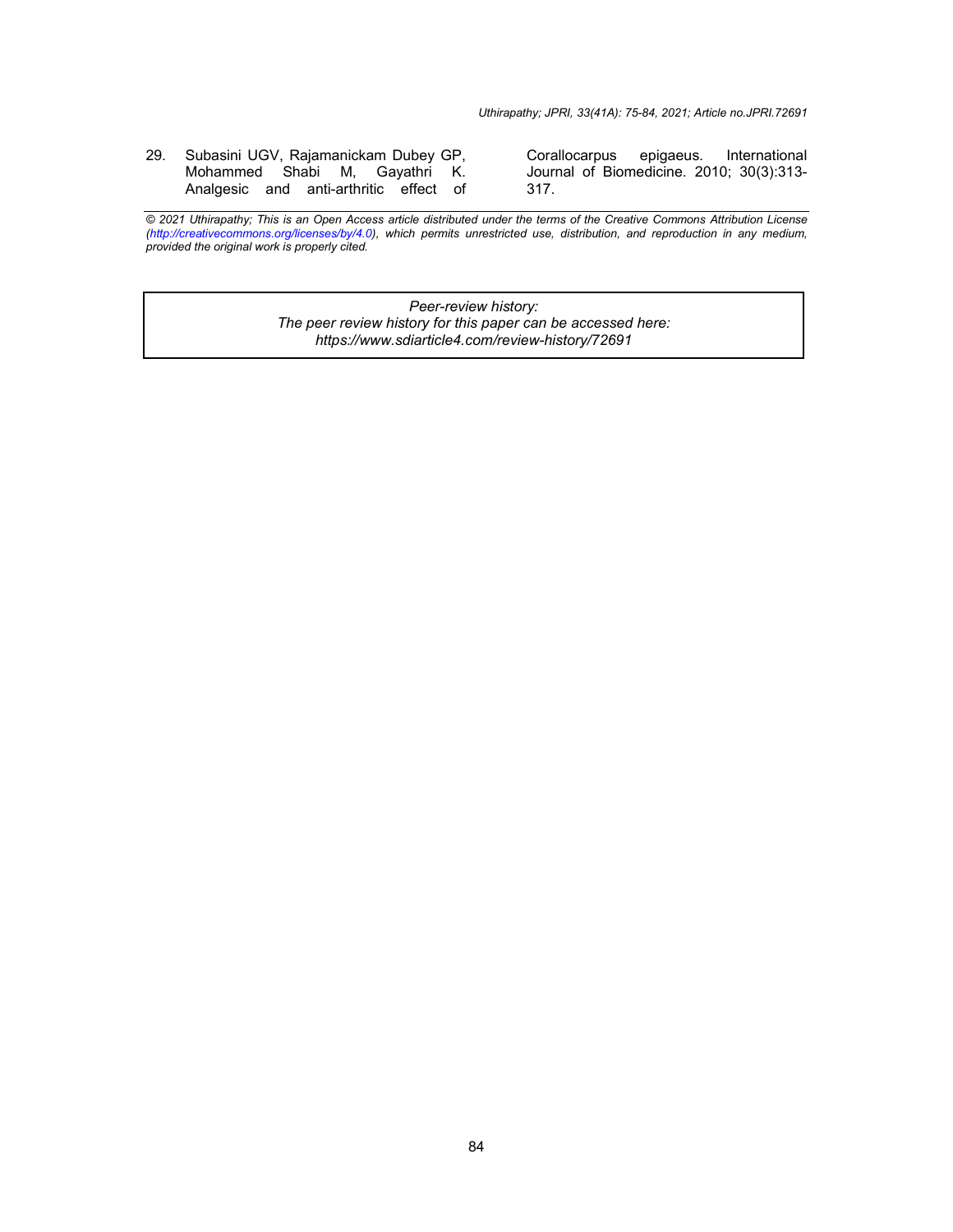29. Subasini UGV, Rajamanickam Dubey GP, Mohammed Shabi M, Gayathri K. Analgesic and anti-arthritic effect of Corallocarpus epigaeus. International Journal of Biomedicine. 2010; 30(3):313-317.

---

*© 2021 Uthirapathy; This is an Open Access article distributed under the terms of the Creative Commons Attribution License (http://creativecommons.org/licenses/by/4.0), which permits unrestricted use, distribution, and reproduction in any medium, provided the original work is properly cited.*

*Peer-review history:*
*The peer review history for this paper can be accessed here:*
*https://www.sdiarticle4.com/review-history/72691*